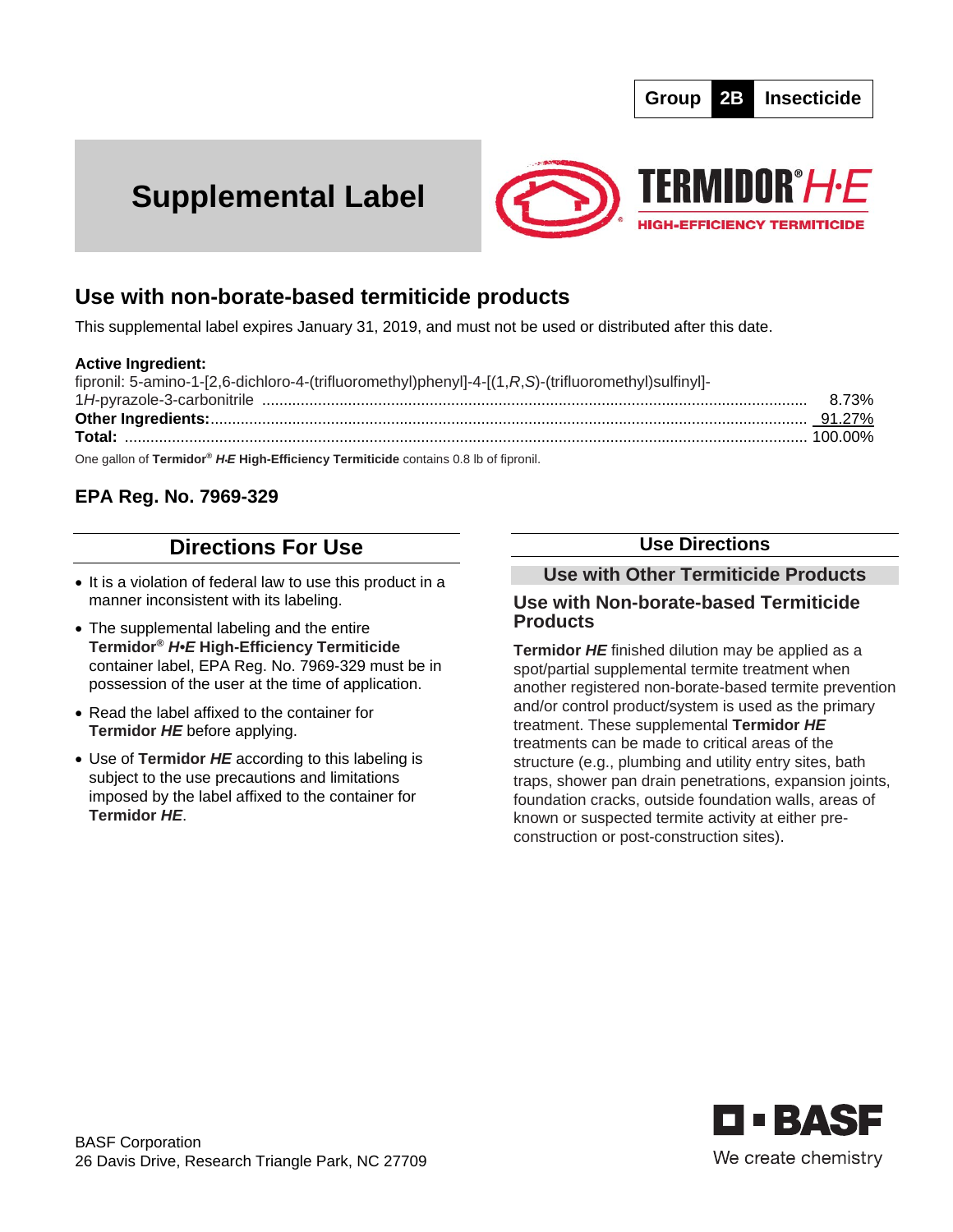**Group 2B Insecticide**

# Supplemental Label

**TERMIDOR® *H·E***
**HIGH-EFFICIENCY TERMITICIDE**

## Use with non-borate-based termiticide products

This supplemental label expires January 31, 2019, and must not be used or distributed after this date.

**Active Ingredient:**

| | |
|---|---|
| fipronil: 5-amino-1-[2,6-dichloro-4-(trifluoromethyl)phenyl]-4-[(1,*R*,*S*)-(trifluoromethyl)sulfinyl]-1*H*-pyrazole-3-carbonitrile | 8.73% |
| **Other Ingredients:** | 91.27% |
| **Total:** | 100.00% |

One gallon of **Termidor® *H·E* High-Efficiency Termiticide** contains 0.8 lb of fipronil.

### EPA Reg. No. 7969-329

## Directions For Use

- It is a violation of federal law to use this product in a manner inconsistent with its labeling.
- The supplemental labeling and the entire **Termidor® *H•E* High-Efficiency Termiticide** container label, EPA Reg. No. 7969-329 must be in possession of the user at the time of application.
- Read the label affixed to the container for **Termidor *HE*** before applying.
- Use of **Termidor *HE*** according to this labeling is subject to the use precautions and limitations imposed by the label affixed to the container for **Termidor *HE***.

## Use Directions

### Use with Other Termiticide Products

### Use with Non-borate-based Termiticide Products

**Termidor *HE*** finished dilution may be applied as a spot/partial supplemental termite treatment when another registered non-borate-based termite prevention and/or control product/system is used as the primary treatment. These supplemental **Termidor *HE*** treatments can be made to critical areas of the structure (e.g., plumbing and utility entry sites, bath traps, shower pan drain penetrations, expansion joints, foundation cracks, outside foundation walls, areas of known or suspected termite activity at either pre-construction or post-construction sites).

BASF Corporation
26 Davis Drive, Research Triangle Park, NC 27709

BASF
We create chemistry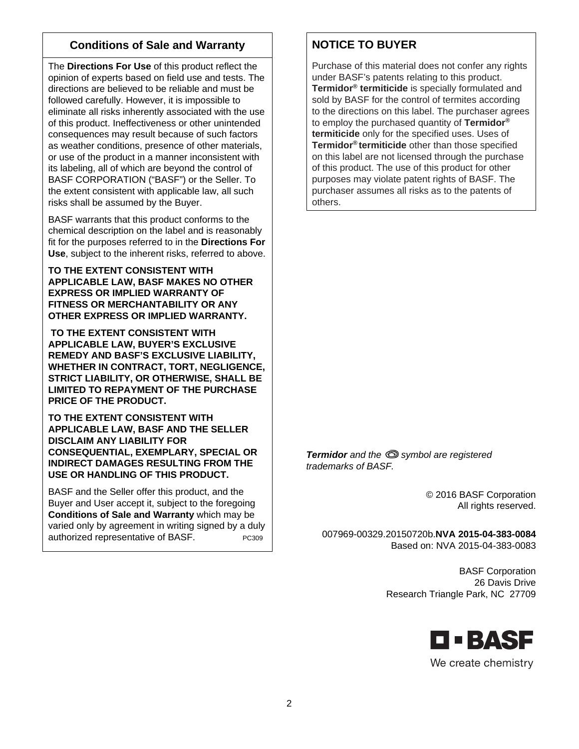## Conditions of Sale and Warranty

The **Directions For Use** of this product reflect the opinion of experts based on field use and tests. The directions are believed to be reliable and must be followed carefully. However, it is impossible to eliminate all risks inherently associated with the use of this product. Ineffectiveness or other unintended consequences may result because of such factors as weather conditions, presence of other materials, or use of the product in a manner inconsistent with its labeling, all of which are beyond the control of BASF CORPORATION ("BASF") or the Seller. To the extent consistent with applicable law, all such risks shall be assumed by the Buyer.

BASF warrants that this product conforms to the chemical description on the label and is reasonably fit for the purposes referred to in the **Directions For Use**, subject to the inherent risks, referred to above.

**TO THE EXTENT CONSISTENT WITH APPLICABLE LAW, BASF MAKES NO OTHER EXPRESS OR IMPLIED WARRANTY OF FITNESS OR MERCHANTABILITY OR ANY OTHER EXPRESS OR IMPLIED WARRANTY.**

**TO THE EXTENT CONSISTENT WITH APPLICABLE LAW, BUYER'S EXCLUSIVE REMEDY AND BASF'S EXCLUSIVE LIABILITY, WHETHER IN CONTRACT, TORT, NEGLIGENCE, STRICT LIABILITY, OR OTHERWISE, SHALL BE LIMITED TO REPAYMENT OF THE PURCHASE PRICE OF THE PRODUCT.**

**TO THE EXTENT CONSISTENT WITH APPLICABLE LAW, BASF AND THE SELLER DISCLAIM ANY LIABILITY FOR CONSEQUENTIAL, EXEMPLARY, SPECIAL OR INDIRECT DAMAGES RESULTING FROM THE USE OR HANDLING OF THIS PRODUCT.**

BASF and the Seller offer this product, and the Buyer and User accept it, subject to the foregoing **Conditions of Sale and Warranty** which may be varied only by agreement in writing signed by a duly authorized representative of BASF. PC309

## NOTICE TO BUYER

Purchase of this material does not confer any rights under BASF's patents relating to this product. **Termidor® termiticide** is specially formulated and sold by BASF for the control of termites according to the directions on this label. The purchaser agrees to employ the purchased quantity of **Termidor® termiticide** only for the specified uses. Uses of **Termidor® termiticide** other than those specified on this label are not licensed through the purchase of this product. The use of this product for other purposes may violate patent rights of BASF. The purchaser assumes all risks as to the patents of others.

***Termidor*** *and the symbol are registered trademarks of BASF.*

© 2016 BASF Corporation
All rights reserved.

007969-00329.20150720b.**NVA 2015-04-383-0084**
Based on: NVA 2015-04-383-0083

BASF Corporation
26 Davis Drive
Research Triangle Park, NC 27709

BASF
We create chemistry